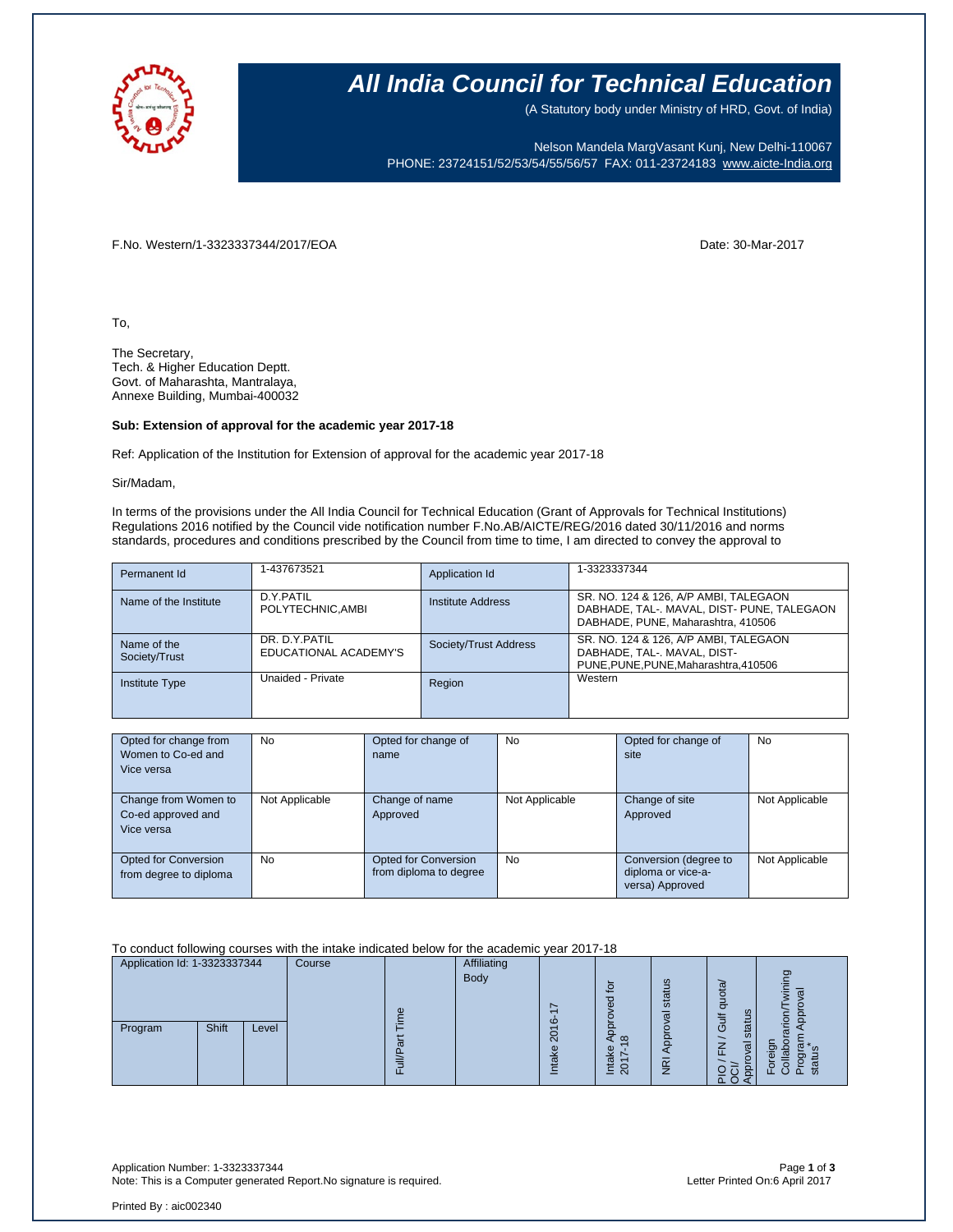# All India Council for Technical Education

(A Statutory body under Ministry of HRD, Govt. of India)

Nelson Mandela MargVasant Kunj, New Delhi-110067
PHONE: 23724151/52/53/54/55/56/57 FAX: 011-23724183 www.aicte-India.org

F.No. Western/1-3323337344/2017/EOA

Date: 30-Mar-2017

To,

The Secretary,
Tech. & Higher Education Deptt.
Govt. of Maharashta, Mantralaya,
Annexe Building, Mumbai-400032

**Sub: Extension of approval for the academic year 2017-18**

Ref: Application of the Institution for Extension of approval for the academic year 2017-18

Sir/Madam,

In terms of the provisions under the All India Council for Technical Education (Grant of Approvals for Technical Institutions) Regulations 2016 notified by the Council vide notification number F.No.AB/AICTE/REG/2016 dated 30/11/2016 and norms standards, procedures and conditions prescribed by the Council from time to time, I am directed to convey the approval to

| Permanent Id | 1-437673521 | Application Id | 1-3323337344 |
|---|---|---|---|
| Name of the Institute | D.Y.PATIL POLYTECHNIC,AMBI | Institute Address | SR. NO. 124 & 126, A/P AMBI, TALEGAON DABHADE, TAL-. MAVAL, DIST- PUNE, TALEGAON DABHADE, PUNE, Maharashtra, 410506 |
| Name of the Society/Trust | DR. D.Y.PATIL EDUCATIONAL ACADEMY'S | Society/Trust Address | SR. NO. 124 & 126, A/P AMBI, TALEGAON DABHADE, TAL-. MAVAL, DIST-PUNE,PUNE,PUNE,Maharashtra,410506 |
| Institute Type | Unaided - Private | Region | Western |

| Opted for change from Women to Co-ed and Vice versa | No | Opted for change of name | No | Opted for change of site | No |
|---|---|---|---|---|---|
| Change from Women to Co-ed approved and Vice versa | Not Applicable | Change of name Approved | Not Applicable | Change of site Approved | Not Applicable |
| Opted for Conversion from degree to diploma | No | Opted for Conversion from diploma to degree | No | Conversion (degree to diploma or vice-a-versa) Approved | Not Applicable |

To conduct following courses with the intake indicated below for the academic year 2017-18

| Application Id: 1-3323337344 | | | Course | Full/Part Time | Affiliating Body | Intake 2016-17 | Intake Approved for 2017-18 | NRI Approval status | PIO / FN / Gulf quota/ OCI/ Approval status | Foreign Collaborarion/Twining Program Approval status* |
|---|---|---|---|---|---|---|---|---|---|---|
| Program | Shift | Level | | | | | | | | |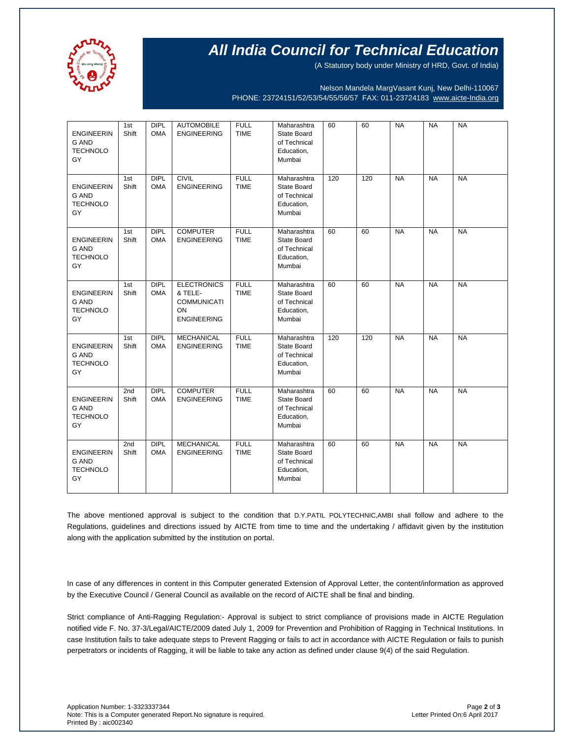# All India Council for Technical Education

(A Statutory body under Ministry of HRD, Govt. of India)

Nelson Mandela MargVasant Kunj, New Delhi-110067
PHONE: 23724151/52/53/54/55/56/57 FAX: 011-23724183 www.aicte-India.org

| | | | | | | | | | | |
|---|---|---|---|---|---|---|---|---|---|---|
| ENGINEERING AND TECHNOLOGY | 1st Shift | DIPLOMA | AUTOMOBILE ENGINEERING | FULL TIME | Maharashtra State Board of Technical Education, Mumbai | 60 | 60 | NA | NA | NA |
| ENGINEERING AND TECHNOLOGY | 1st Shift | DIPLOMA | CIVIL ENGINEERING | FULL TIME | Maharashtra State Board of Technical Education, Mumbai | 120 | 120 | NA | NA | NA |
| ENGINEERING AND TECHNOLOGY | 1st Shift | DIPLOMA | COMPUTER ENGINEERING | FULL TIME | Maharashtra State Board of Technical Education, Mumbai | 60 | 60 | NA | NA | NA |
| ENGINEERING AND TECHNOLOGY | 1st Shift | DIPLOMA | ELECTRONICS & TELE-COMMUNICATION ENGINEERING | FULL TIME | Maharashtra State Board of Technical Education, Mumbai | 60 | 60 | NA | NA | NA |
| ENGINEERING AND TECHNOLOGY | 1st Shift | DIPLOMA | MECHANICAL ENGINEERING | FULL TIME | Maharashtra State Board of Technical Education, Mumbai | 120 | 120 | NA | NA | NA |
| ENGINEERING AND TECHNOLOGY | 2nd Shift | DIPLOMA | COMPUTER ENGINEERING | FULL TIME | Maharashtra State Board of Technical Education, Mumbai | 60 | 60 | NA | NA | NA |
| ENGINEERING AND TECHNOLOGY | 2nd Shift | DIPLOMA | MECHANICAL ENGINEERING | FULL TIME | Maharashtra State Board of Technical Education, Mumbai | 60 | 60 | NA | NA | NA |

The above mentioned approval is subject to the condition that D.Y.PATIL POLYTECHNIC,AMBI shall follow and adhere to the Regulations, guidelines and directions issued by AICTE from time to time and the undertaking / affidavit given by the institution along with the application submitted by the institution on portal.

In case of any differences in content in this Computer generated Extension of Approval Letter, the content/information as approved by the Executive Council / General Council as available on the record of AICTE shall be final and binding.

Strict compliance of Anti-Ragging Regulation:- Approval is subject to strict compliance of provisions made in AICTE Regulation notified vide F. No. 37-3/Legal/AICTE/2009 dated July 1, 2009 for Prevention and Prohibition of Ragging in Technical Institutions. In case Institution fails to take adequate steps to Prevent Ragging or fails to act in accordance with AICTE Regulation or fails to punish perpetrators or incidents of Ragging, it will be liable to take any action as defined under clause 9(4) of the said Regulation.

Application Number: 1-3323337344
Note: This is a Computer generated Report.No signature is required.
Printed By : aic002340

Letter Printed On:6 April 2017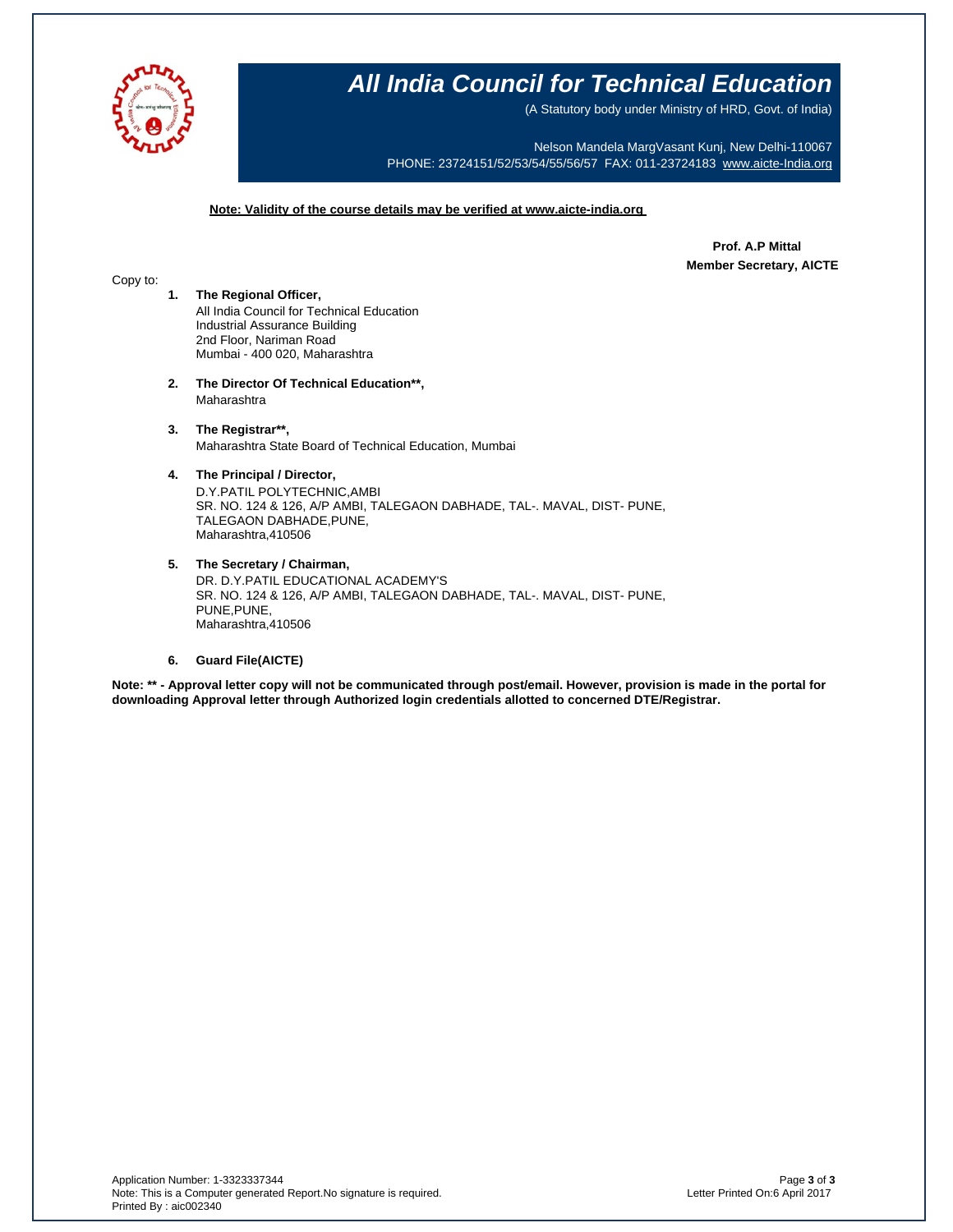# All India Council for Technical Education

(A Statutory body under Ministry of HRD, Govt. of India)

Nelson Mandela MargVasant Kunj, New Delhi-110067
PHONE: 23724151/52/53/54/55/56/57 FAX: 011-23724183 www.aicte-India.org

**Note: Validity of the course details may be verified at www.aicte-india.org**

**Prof. A.P Mittal**
**Member Secretary, AICTE**

Copy to:

1. **The Regional Officer,**
   All India Council for Technical Education
   Industrial Assurance Building
   2nd Floor, Nariman Road
   Mumbai - 400 020, Maharashtra

2. **The Director Of Technical Education\*\*,**
   Maharashtra

3. **The Registrar\*\*,**
   Maharashtra State Board of Technical Education, Mumbai

4. **The Principal / Director,**
   D.Y.PATIL POLYTECHNIC,AMBI
   SR. NO. 124 & 126, A/P AMBI, TALEGAON DABHADE, TAL-. MAVAL, DIST- PUNE,
   TALEGAON DABHADE,PUNE,
   Maharashtra,410506

5. **The Secretary / Chairman,**
   DR. D.Y.PATIL EDUCATIONAL ACADEMY'S
   SR. NO. 124 & 126, A/P AMBI, TALEGAON DABHADE, TAL-. MAVAL, DIST- PUNE,
   PUNE,PUNE,
   Maharashtra,410506

6. **Guard File(AICTE)**

**Note: \*\* - Approval letter copy will not be communicated through post/email. However, provision is made in the portal for downloading Approval letter through Authorized login credentials allotted to concerned DTE/Registrar.**

Application Number: 1-3323337344
Note: This is a Computer generated Report.No signature is required.
Printed By : aic002340

Letter Printed On:6 April 2017